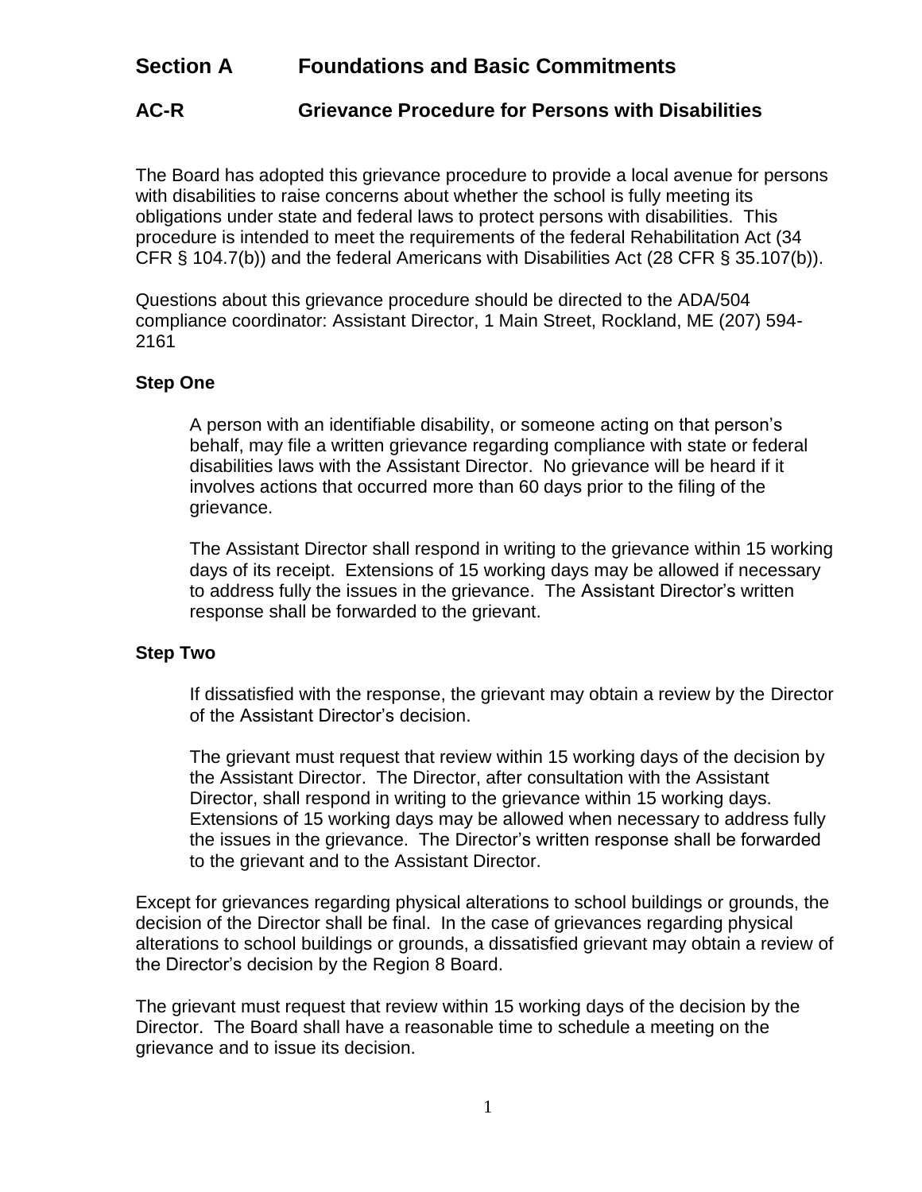# Section A Foundations and Basic Commitments

## AC-R Grievance Procedure for Persons with Disabilities

The Board has adopted this grievance procedure to provide a local avenue for persons with disabilities to raise concerns about whether the school is fully meeting its obligations under state and federal laws to protect persons with disabilities. This procedure is intended to meet the requirements of the federal Rehabilitation Act (34 CFR § 104.7(b)) and the federal Americans with Disabilities Act (28 CFR § 35.107(b)).

Questions about this grievance procedure should be directed to the ADA/504 compliance coordinator: Assistant Director, 1 Main Street, Rockland, ME (207) 594-2161

### Step One

A person with an identifiable disability, or someone acting on that person's behalf, may file a written grievance regarding compliance with state or federal disabilities laws with the Assistant Director. No grievance will be heard if it involves actions that occurred more than 60 days prior to the filing of the grievance.

The Assistant Director shall respond in writing to the grievance within 15 working days of its receipt. Extensions of 15 working days may be allowed if necessary to address fully the issues in the grievance. The Assistant Director's written response shall be forwarded to the grievant.

### Step Two

If dissatisfied with the response, the grievant may obtain a review by the Director of the Assistant Director's decision.

The grievant must request that review within 15 working days of the decision by the Assistant Director. The Director, after consultation with the Assistant Director, shall respond in writing to the grievance within 15 working days. Extensions of 15 working days may be allowed when necessary to address fully the issues in the grievance. The Director's written response shall be forwarded to the grievant and to the Assistant Director.

Except for grievances regarding physical alterations to school buildings or grounds, the decision of the Director shall be final. In the case of grievances regarding physical alterations to school buildings or grounds, a dissatisfied grievant may obtain a review of the Director's decision by the Region 8 Board.

The grievant must request that review within 15 working days of the decision by the Director. The Board shall have a reasonable time to schedule a meeting on the grievance and to issue its decision.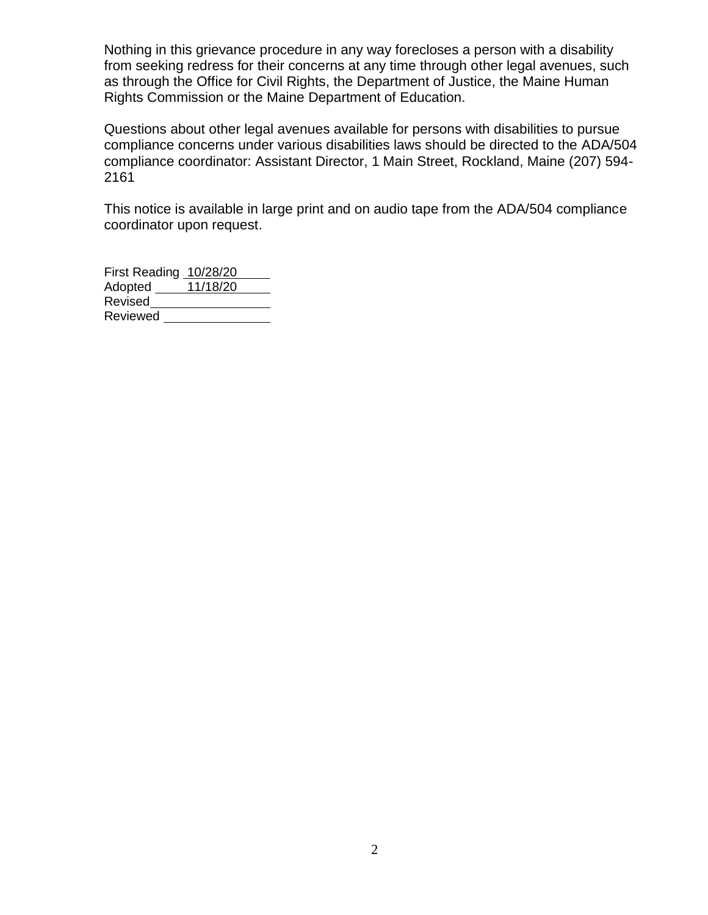Nothing in this grievance procedure in any way forecloses a person with a disability from seeking redress for their concerns at any time through other legal avenues, such as through the Office for Civil Rights, the Department of Justice, the Maine Human Rights Commission or the Maine Department of Education.

Questions about other legal avenues available for persons with disabilities to pursue compliance concerns under various disabilities laws should be directed to the ADA/504 compliance coordinator: Assistant Director, 1 Main Street, Rockland, Maine (207) 594-2161

This notice is available in large print and on audio tape from the ADA/504 compliance coordinator upon request.

First Reading 10/28/20
Adopted 11/18/20
Revised
Reviewed